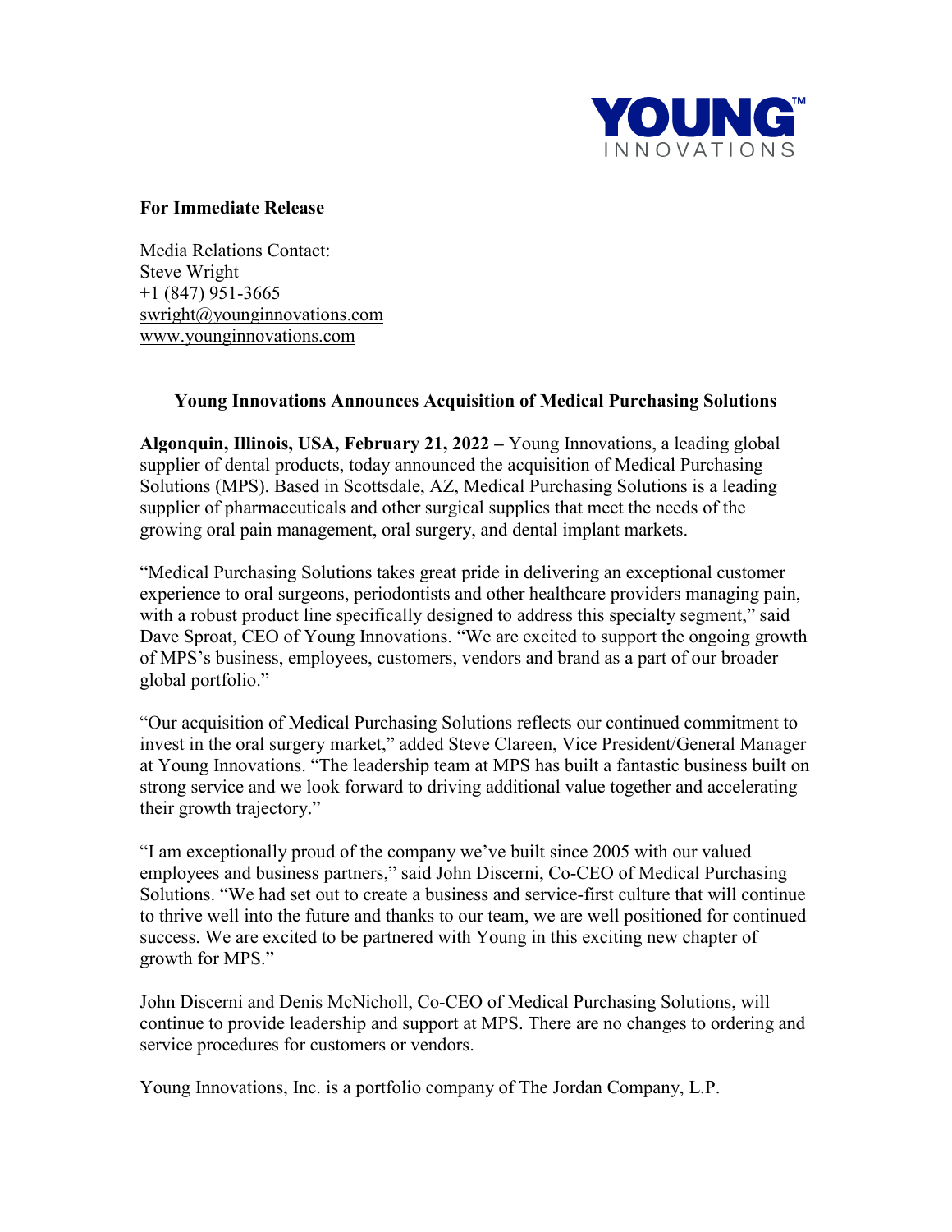**For Immediate Release**

Media Relations Contact:
Steve Wright
+1 (847) 951-3665
swright@younginnovations.com
www.younginnovations.com

## Young Innovations Announces Acquisition of Medical Purchasing Solutions

**Algonquin, Illinois, USA, February 21, 2022 –** Young Innovations, a leading global supplier of dental products, today announced the acquisition of Medical Purchasing Solutions (MPS). Based in Scottsdale, AZ, Medical Purchasing Solutions is a leading supplier of pharmaceuticals and other surgical supplies that meet the needs of the growing oral pain management, oral surgery, and dental implant markets.

"Medical Purchasing Solutions takes great pride in delivering an exceptional customer experience to oral surgeons, periodontists and other healthcare providers managing pain, with a robust product line specifically designed to address this specialty segment," said Dave Sproat, CEO of Young Innovations. "We are excited to support the ongoing growth of MPS's business, employees, customers, vendors and brand as a part of our broader global portfolio."

"Our acquisition of Medical Purchasing Solutions reflects our continued commitment to invest in the oral surgery market," added Steve Clareen, Vice President/General Manager at Young Innovations. "The leadership team at MPS has built a fantastic business built on strong service and we look forward to driving additional value together and accelerating their growth trajectory."

"I am exceptionally proud of the company we've built since 2005 with our valued employees and business partners," said John Discerni, Co-CEO of Medical Purchasing Solutions. "We had set out to create a business and service-first culture that will continue to thrive well into the future and thanks to our team, we are well positioned for continued success. We are excited to be partnered with Young in this exciting new chapter of growth for MPS."

John Discerni and Denis McNicholl, Co-CEO of Medical Purchasing Solutions, will continue to provide leadership and support at MPS. There are no changes to ordering and service procedures for customers or vendors.

Young Innovations, Inc. is a portfolio company of The Jordan Company, L.P.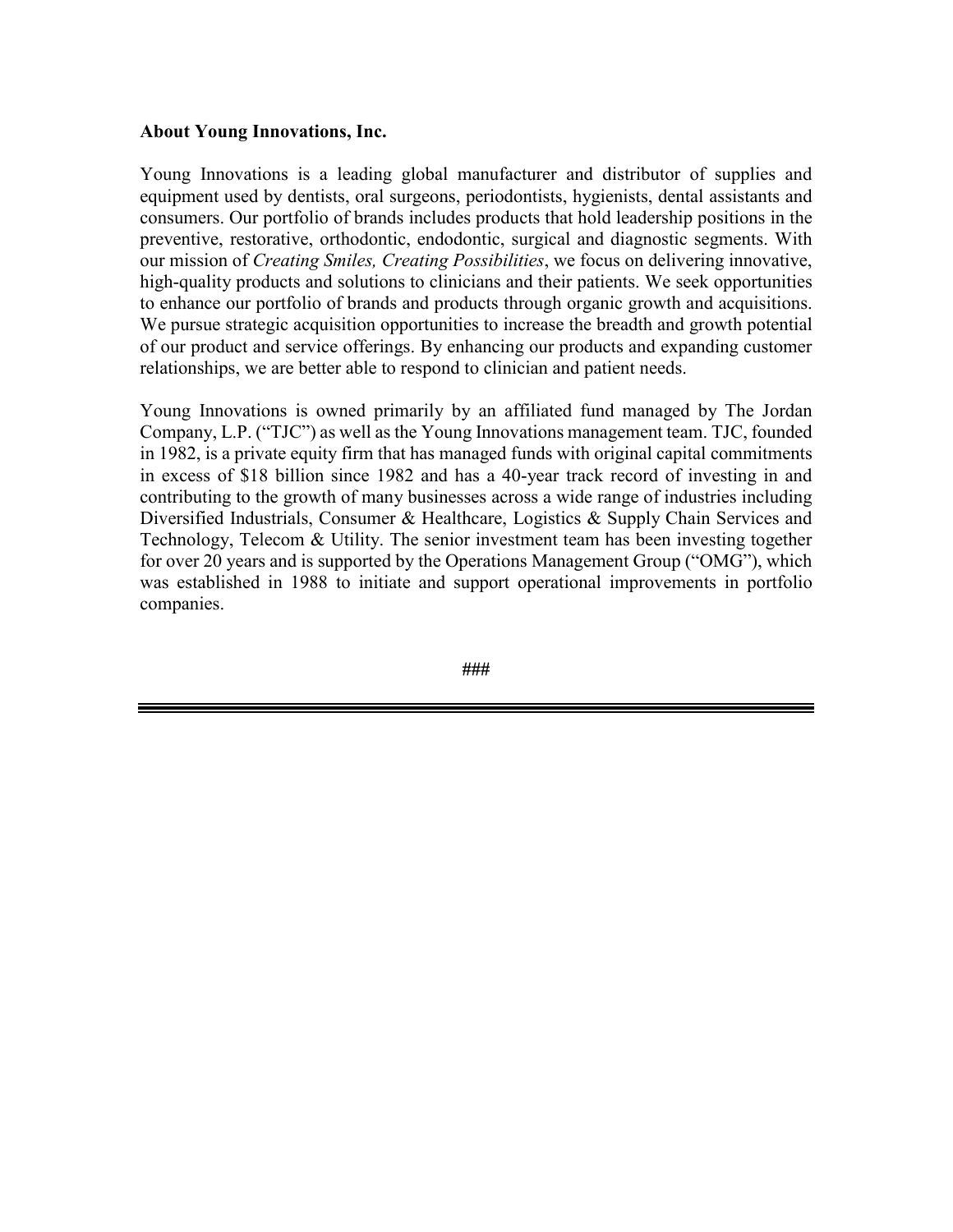**About Young Innovations, Inc.**

Young Innovations is a leading global manufacturer and distributor of supplies and equipment used by dentists, oral surgeons, periodontists, hygienists, dental assistants and consumers. Our portfolio of brands includes products that hold leadership positions in the preventive, restorative, orthodontic, endodontic, surgical and diagnostic segments. With our mission of *Creating Smiles, Creating Possibilities*, we focus on delivering innovative, high-quality products and solutions to clinicians and their patients. We seek opportunities to enhance our portfolio of brands and products through organic growth and acquisitions. We pursue strategic acquisition opportunities to increase the breadth and growth potential of our product and service offerings. By enhancing our products and expanding customer relationships, we are better able to respond to clinician and patient needs.

Young Innovations is owned primarily by an affiliated fund managed by The Jordan Company, L.P. ("TJC") as well as the Young Innovations management team. TJC, founded in 1982, is a private equity firm that has managed funds with original capital commitments in excess of $18 billion since 1982 and has a 40-year track record of investing in and contributing to the growth of many businesses across a wide range of industries including Diversified Industrials, Consumer & Healthcare, Logistics & Supply Chain Services and Technology, Telecom & Utility. The senior investment team has been investing together for over 20 years and is supported by the Operations Management Group ("OMG"), which was established in 1988 to initiate and support operational improvements in portfolio companies.

###